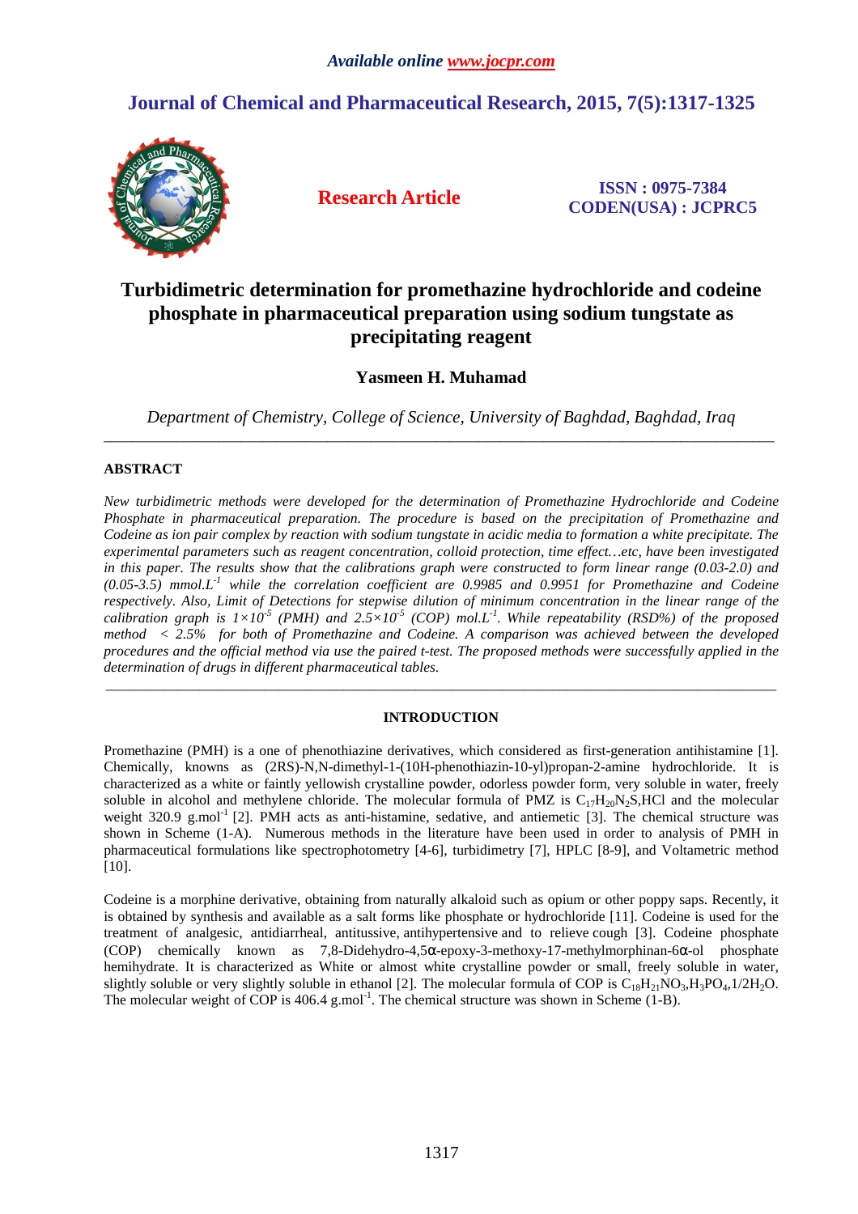*Available online www.jocpr.com*

## Journal of Chemical and Pharmaceutical Research, 2015, 7(5):1317-1325

**Research Article**

**ISSN : 0975-7384**
**CODEN(USA) : JCPRC5**

# Turbidimetric determination for promethazine hydrochloride and codeine phosphate in pharmaceutical preparation using sodium tungstate as precipitating reagent

**Yasmeen H. Muhamad**

*Department of Chemistry, College of Science, University of Baghdad, Baghdad, Iraq*

---

## ABSTRACT

*New turbidimetric methods were developed for the determination of Promethazine Hydrochloride and Codeine Phosphate in pharmaceutical preparation. The procedure is based on the precipitation of Promethazine and Codeine as ion pair complex by reaction with sodium tungstate in acidic media to formation a white precipitate. The experimental parameters such as reagent concentration, colloid protection, time effect…etc, have been investigated in this paper. The results show that the calibrations graph were constructed to form linear range (0.03-2.0) and (0.05-3.5) mmol.L$^{-1}$ while the correlation coefficient are 0.9985 and 0.9951 for Promethazine and Codeine respectively. Also, Limit of Detections for stepwise dilution of minimum concentration in the linear range of the calibration graph is $1\times10^{-5}$ (PMH) and $2.5\times10^{-5}$ (COP) mol.L$^{-1}$. While repeatability (RSD%) of the proposed method < 2.5% for both of Promethazine and Codeine. A comparison was achieved between the developed procedures and the official method via use the paired t-test. The proposed methods were successfully applied in the determination of drugs in different pharmaceutical tables.*

---

## INTRODUCTION

Promethazine (PMH) is a one of phenothiazine derivatives, which considered as first-generation antihistamine [1]. Chemically, knowns as (2RS)-N,N-dimethyl-1-(10H-phenothiazin-10-yl)propan-2-amine hydrochloride. It is characterized as a white or faintly yellowish crystalline powder, odorless powder form, very soluble in water, freely soluble in alcohol and methylene chloride. The molecular formula of PMZ is $C_{17}H_{20}N_2S$,HCl and the molecular weight 320.9 g.mol$^{-1}$ [2]. PMH acts as anti-histamine, sedative, and antiemetic [3]. The chemical structure was shown in Scheme (1-A). Numerous methods in the literature have been used in order to analysis of PMH in pharmaceutical formulations like spectrophotometry [4-6], turbidimetry [7], HPLC [8-9], and Voltametric method [10].

Codeine is a morphine derivative, obtaining from naturally alkaloid such as opium or other poppy saps. Recently, it is obtained by synthesis and available as a salt forms like phosphate or hydrochloride [11]. Codeine is used for the treatment of analgesic, antidiarrheal, antitussive, antihypertensive and to relieve cough [3]. Codeine phosphate (COP) chemically known as 7,8-Didehydro-4,5α-epoxy-3-methoxy-17-methylmorphinan-6α-ol phosphate hemihydrate. It is characterized as White or almost white crystalline powder or small, freely soluble in water, slightly soluble or very slightly soluble in ethanol [2]. The molecular formula of COP is $C_{18}H_{21}NO_3$,$H_3PO_4$,1/2$H_2O$. The molecular weight of COP is 406.4 g.mol$^{-1}$. The chemical structure was shown in Scheme (1-B).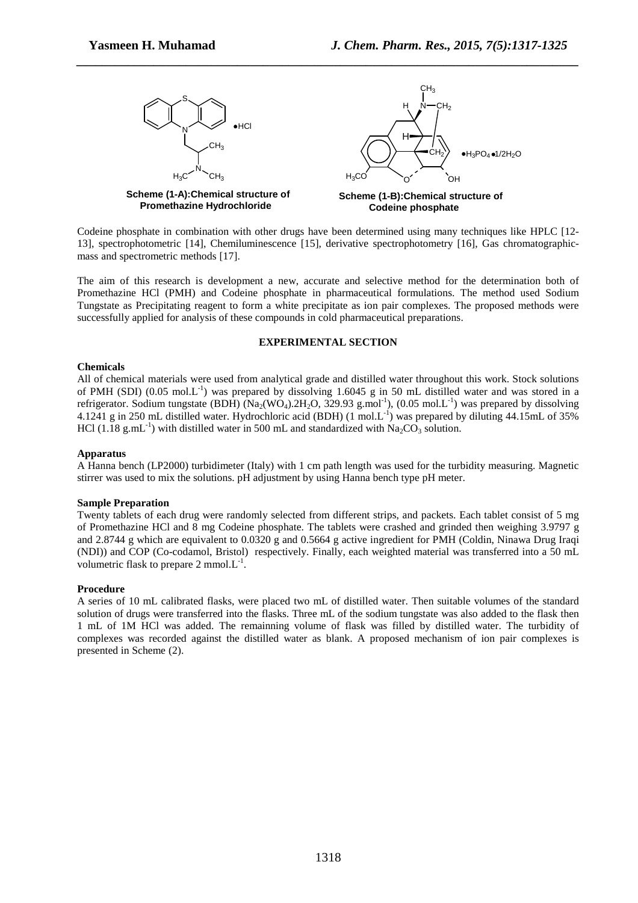**Scheme (1-A):Chemical structure of Promethazine Hydrochloride**

**Scheme (1-B):Chemical structure of Codeine phosphate**

Codeine phosphate in combination with other drugs have been determined using many techniques like HPLC [12-13], spectrophotometric [14], Chemiluminescence [15], derivative spectrophotometry [16], Gas chromatographic-mass and spectrometric methods [17].

The aim of this research is development a new, accurate and selective method for the determination both of Promethazine HCl (PMH) and Codeine phosphate in pharmaceutical formulations. The method used Sodium Tungstate as Precipitating reagent to form a white precipitate as ion pair complexes. The proposed methods were successfully applied for analysis of these compounds in cold pharmaceutical preparations.

## EXPERIMENTAL SECTION

### Chemicals

All of chemical materials were used from analytical grade and distilled water throughout this work. Stock solutions of PMH (SDI) (0.05 $mol.L^{-1}$) was prepared by dissolving 1.6045 g in 50 mL distilled water and was stored in a refrigerator. Sodium tungstate (BDH) ($Na_2(WO_4).2H_2O$, 329.93 $g.mol^{-1}$), (0.05 $mol.L^{-1}$) was prepared by dissolving 4.1241 g in 250 mL distilled water. Hydrochloric acid (BDH) (1 $mol.L^{-1}$) was prepared by diluting 44.15mL of 35% HCl (1.18 $g.mL^{-1}$) with distilled water in 500 mL and standardized with $Na_2CO_3$ solution.

### Apparatus

A Hanna bench (LP2000) turbidimeter (Italy) with 1 cm path length was used for the turbidity measuring. Magnetic stirrer was used to mix the solutions. pH adjustment by using Hanna bench type pH meter.

### Sample Preparation

Twenty tablets of each drug were randomly selected from different strips, and packets. Each tablet consist of 5 mg of Promethazine HCl and 8 mg Codeine phosphate. The tablets were crashed and grinded then weighing 3.9797 g and 2.8744 g which are equivalent to 0.0320 g and 0.5664 g active ingredient for PMH (Coldin, Ninawa Drug Iraqi (NDI)) and COP (Co-codamol, Bristol) respectively. Finally, each weighted material was transferred into a 50 mL volumetric flask to prepare 2 $mmol.L^{-1}$.

### Procedure

A series of 10 mL calibrated flasks, were placed two mL of distilled water. Then suitable volumes of the standard solution of drugs were transferred into the flasks. Three mL of the sodium tungstate was also added to the flask then 1 mL of 1M HCl was added. The remainning volume of flask was filled by distilled water. The turbidity of complexes was recorded against the distilled water as blank. A proposed mechanism of ion pair complexes is presented in Scheme (2).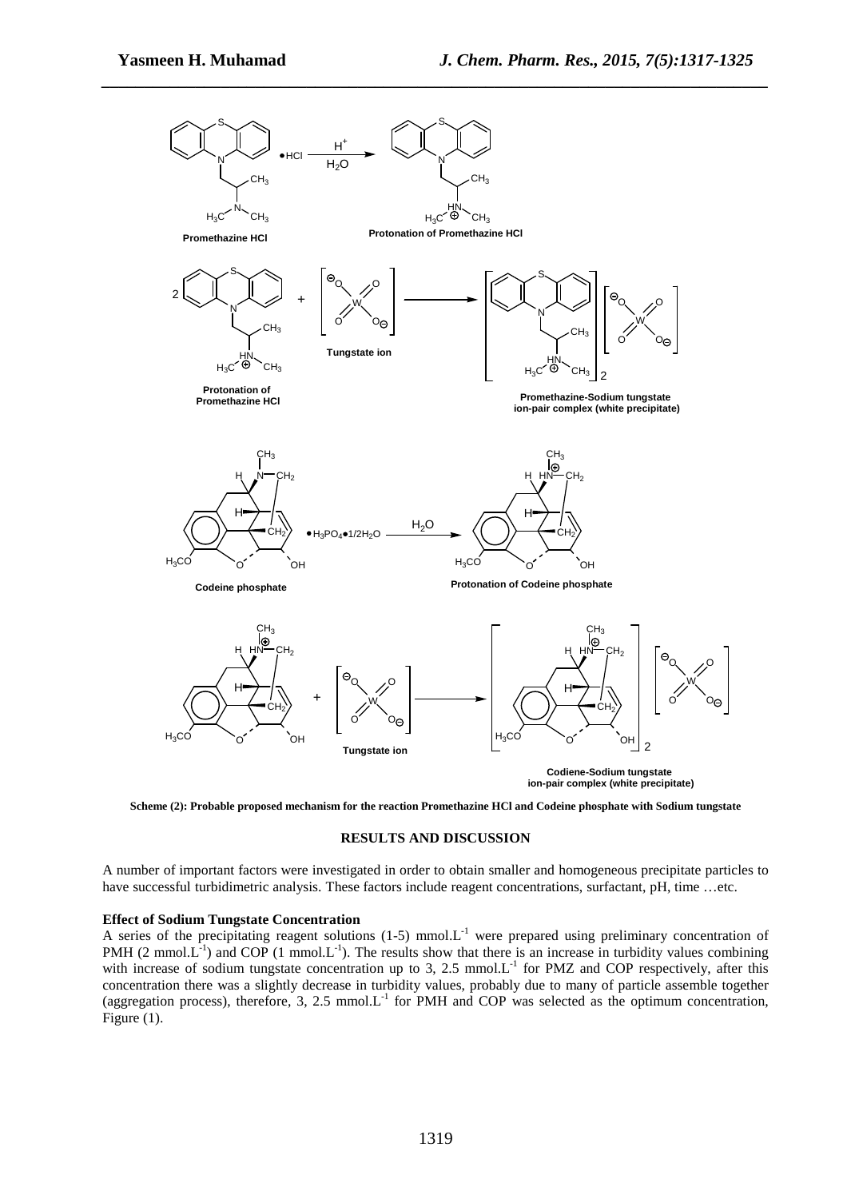Scheme (2): Probable proposed mechanism for the reaction Promethazine HCl and Codeine phosphate with Sodium tungstate

## RESULTS AND DISCUSSION

A number of important factors were investigated in order to obtain smaller and homogeneous precipitate particles to have successful turbidimetric analysis. These factors include reagent concentrations, surfactant, pH, time …etc.

### Effect of Sodium Tungstate Concentration

A series of the precipitating reagent solutions (1-5) $mmol.L^{-1}$ were prepared using preliminary concentration of PMH (2 $mmol.L^{-1}$) and COP (1 $mmol.L^{-1}$). The results show that there is an increase in turbidity values combining with increase of sodium tungstate concentration up to 3, 2.5 $mmol.L^{-1}$ for PMZ and COP respectively, after this concentration there was a slightly decrease in turbidity values, probably due to many of particle assemble together (aggregation process), therefore, 3, 2.5 $mmol.L^{-1}$ for PMH and COP was selected as the optimum concentration, Figure (1).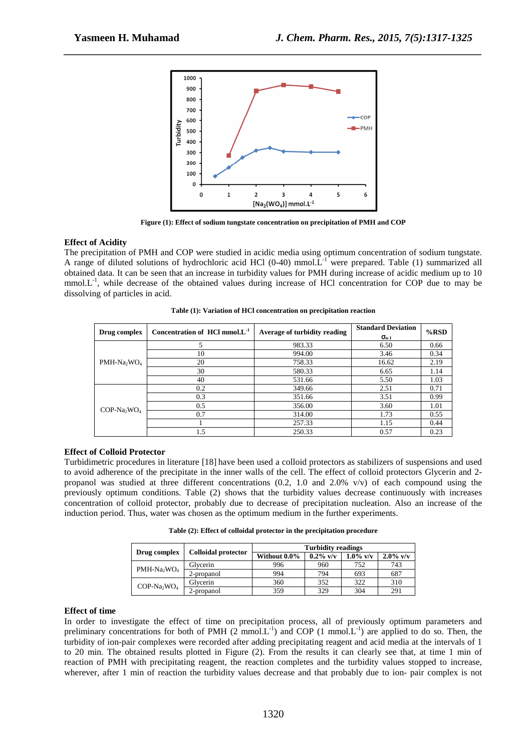Figure (1): Effect of sodium tungstate concentration on precipitation of PMH and COP

**Effect of Acidity**

The precipitation of PMH and COP were studied in acidic media using optimum concentration of sodium tungstate. A range of diluted solutions of hydrochloric acid HCl (0-40) mmol.$L^{-1}$ were prepared. Table (1) summarized all obtained data. It can be seen that an increase in turbidity values for PMH during increase of acidic medium up to 10 mmol.$L^{-1}$, while decrease of the obtained values during increase of HCl concentration for COP due to may be dissolving of particles in acid.

**Table (1): Variation of HCl concentration on precipitation reaction**

| Drug complex | Concentration of HCl mmol.$L^{-1}$ | Average of turbidity reading | Standard Deviation $\sigma_{n-1}$ | %RSD |
|---|---|---|---|---|
| PMH-$Na_2WO_4$ | 5 | 983.33 | 6.50 | 0.66 |
| | 10 | 994.00 | 3.46 | 0.34 |
| | 20 | 758.33 | 16.62 | 2.19 |
| | 30 | 580.33 | 6.65 | 1.14 |
| | 40 | 531.66 | 5.50 | 1.03 |
| COP-$Na_2WO_4$ | 0.2 | 349.66 | 2.51 | 0.71 |
| | 0.3 | 351.66 | 3.51 | 0.99 |
| | 0.5 | 356.00 | 3.60 | 1.01 |
| | 0.7 | 314.00 | 1.73 | 0.55 |
| | 1 | 257.33 | 1.15 | 0.44 |
| | 1.5 | 250.33 | 0.57 | 0.23 |

**Effect of Colloid Protector**

Turbidimetric procedures in literature [18] have been used a colloid protectors as stabilizers of suspensions and used to avoid adherence of the precipitate in the inner walls of the cell. The effect of colloid protectors Glycerin and 2-propanol was studied at three different concentrations (0.2, 1.0 and 2.0% v/v) of each compound using the previously optimum conditions. Table (2) shows that the turbidity values decrease continuously with increases concentration of colloid protector, probably due to decrease of precipitation nucleation. Also an increase of the induction period. Thus, water was chosen as the optimum medium in the further experiments.

**Table (2): Effect of colloidal protector in the precipitation procedure**

| Drug complex | Colloidal protector | Turbidity readings | | | |
|---|---|---|---|---|---|
| | | Without 0.0% | 0.2% v/v | 1.0% v/v | 2.0% v/v |
| PMH-$Na_2WO_4$ | Glycerin | 996 | 960 | 752 | 743 |
| | 2-propanol | 994 | 794 | 693 | 687 |
| COP-$Na_2WO_4$ | Glycerin | 360 | 352 | 322 | 310 |
| | 2-propanol | 359 | 329 | 304 | 291 |

**Effect of time**

In order to investigate the effect of time on precipitation process, all of previously optimum parameters and preliminary concentrations for both of PMH (2 mmol.$L^{-1}$) and COP (1 mmol.$L^{-1}$) are applied to do so. Then, the turbidity of ion-pair complexes were recorded after adding precipitating reagent and acid media at the intervals of 1 to 20 min. The obtained results plotted in Figure (2). From the results it can clearly see that, at time 1 min of reaction of PMH with precipitating reagent, the reaction completes and the turbidity values stopped to increase, wherever, after 1 min of reaction the turbidity values decrease and that probably due to ion- pair complex is not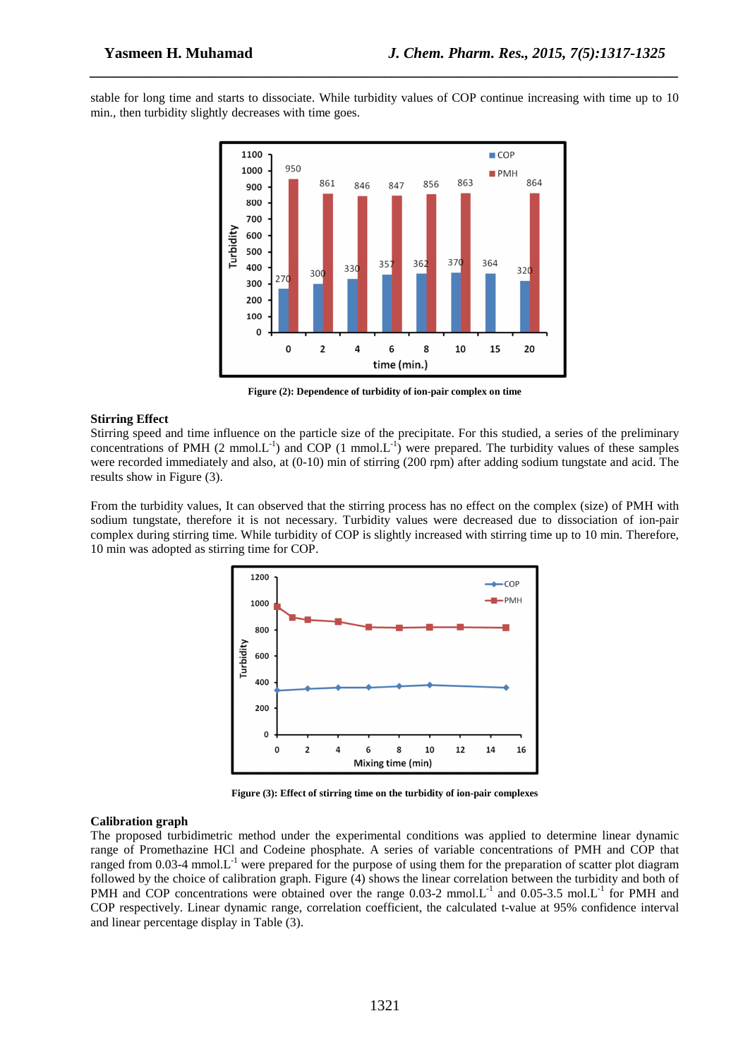stable for long time and starts to dissociate. While turbidity values of COP continue increasing with time up to 10 min., then turbidity slightly decreases with time goes.

**Figure (2): Dependence of turbidity of ion-pair complex on time**

### Stirring Effect

Stirring speed and time influence on the particle size of the precipitate. For this studied, a series of the preliminary concentrations of PMH (2 mmol.L$^{-1}$) and COP (1 mmol.L$^{-1}$) were prepared. The turbidity values of these samples were recorded immediately and also, at (0-10) min of stirring (200 rpm) after adding sodium tungstate and acid. The results show in Figure (3).

From the turbidity values, It can observed that the stirring process has no effect on the complex (size) of PMH with sodium tungstate, therefore it is not necessary. Turbidity values were decreased due to dissociation of ion-pair complex during stirring time. While turbidity of COP is slightly increased with stirring time up to 10 min. Therefore, 10 min was adopted as stirring time for COP.

**Figure (3): Effect of stirring time on the turbidity of ion-pair complexes**

### Calibration graph

The proposed turbidimetric method under the experimental conditions was applied to determine linear dynamic range of Promethazine HCl and Codeine phosphate. A series of variable concentrations of PMH and COP that ranged from 0.03-4 mmol.L$^{-1}$ were prepared for the purpose of using them for the preparation of scatter plot diagram followed by the choice of calibration graph. Figure (4) shows the linear correlation between the turbidity and both of PMH and COP concentrations were obtained over the range 0.03-2 mmol.L$^{-1}$ and 0.05-3.5 mol.L$^{-1}$ for PMH and COP respectively. Linear dynamic range, correlation coefficient, the calculated t-value at 95% confidence interval and linear percentage display in Table (3).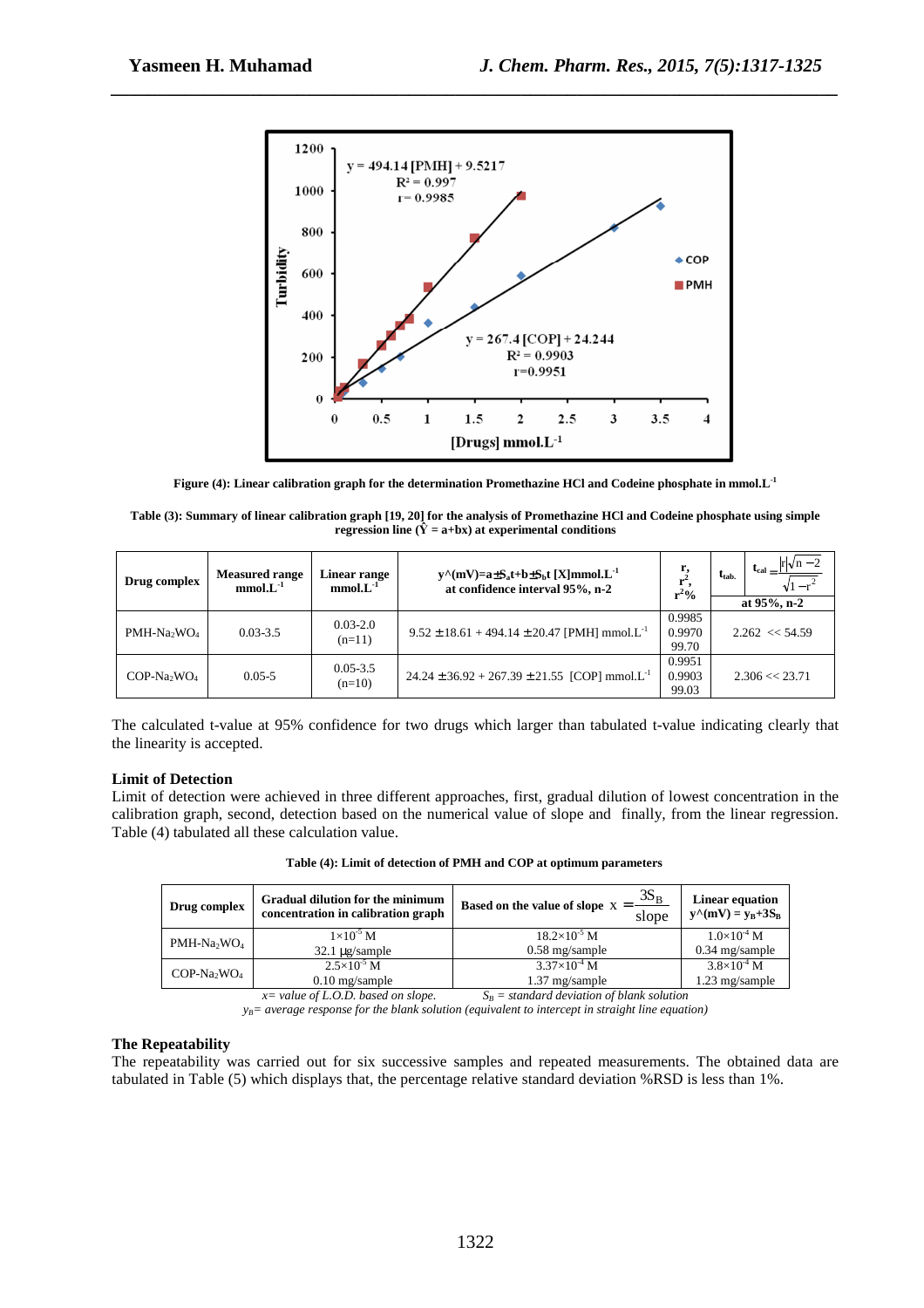Figure (4): Linear calibration graph for the determination Promethazine HCl and Codeine phosphate in mmol.L$^{-1}$

Table (3): Summary of linear calibration graph [19, 20] for the analysis of Promethazine HCl and Codeine phosphate using simple regression line ($\hat{Y}$ = a+bx) at experimental conditions

| Drug complex | Measured range mmol.L$^{-1}$ | Linear range mmol.L$^{-1}$ | $\hat{y}$(mV)=a$\pm S_a$t+b$\pm S_b$t [X]mmol.L$^{-1}$ at confidence interval 95%, n-2 | r, $r^2$, $r^2$% | $t_{tab.}$ | $t_{cal}=\frac{\lvert r\rvert\sqrt{n-2}}{\sqrt{1-r^2}}$ |
|---|---|---|---|---|---|---|
| | | | | | at 95%, n-2 | |
| PMH-$Na_2WO_4$ | 0.03-3.5 | 0.03-2.0 (n=11) | 9.52 $\pm$18.61 + 494.14 $\pm$20.47 [PMH] mmol.L$^{-1}$ | 0.9985 0.9970 99.70 | 2.262 | << 54.59 |
| COP-$Na_2WO_4$ | 0.05-5 | 0.05-3.5 (n=10) | 24.24 $\pm$36.92 + 267.39 $\pm$21.55 [COP] mmol.L$^{-1}$ | 0.9951 0.9903 99.03 | 2.306 | << 23.71 |

The calculated t-value at 95% confidence for two drugs which larger than tabulated t-value indicating clearly that the linearity is accepted.

### Limit of Detection

Limit of detection were achieved in three different approaches, first, gradual dilution of lowest concentration in the calibration graph, second, detection based on the numerical value of slope and finally, from the linear regression. Table (4) tabulated all these calculation value.

Table (4): Limit of detection of PMH and COP at optimum parameters

| Drug complex | Gradual dilution for the minimum concentration in calibration graph | Based on the value of slope $x = \frac{3S_B}{slope}$ | Linear equation $\hat{y}$(mV) = $y_B$+3$S_B$ |
|---|---|---|---|
| PMH-$Na_2WO_4$ | 1×10$^{-5}$ M 32.1 µg/sample | 18.2×10$^{-5}$ M 0.58 mg/sample | 1.0×10$^{-4}$ M 0.34 mg/sample |
| COP-$Na_2WO_4$ | 2.5×10$^{-5}$ M 0.10 mg/sample | 3.37×10$^{-4}$ M 1.37 mg/sample | 3.8×10$^{-4}$ M 1.23 mg/sample |

*x= value of L.O.D. based on slope.* *$S_B$ = standard deviation of blank solution*
*$y_B$= average response for the blank solution (equivalent to intercept in straight line equation)*

### The Repeatability

The repeatability was carried out for six successive samples and repeated measurements. The obtained data are tabulated in Table (5) which displays that, the percentage relative standard deviation %RSD is less than 1%.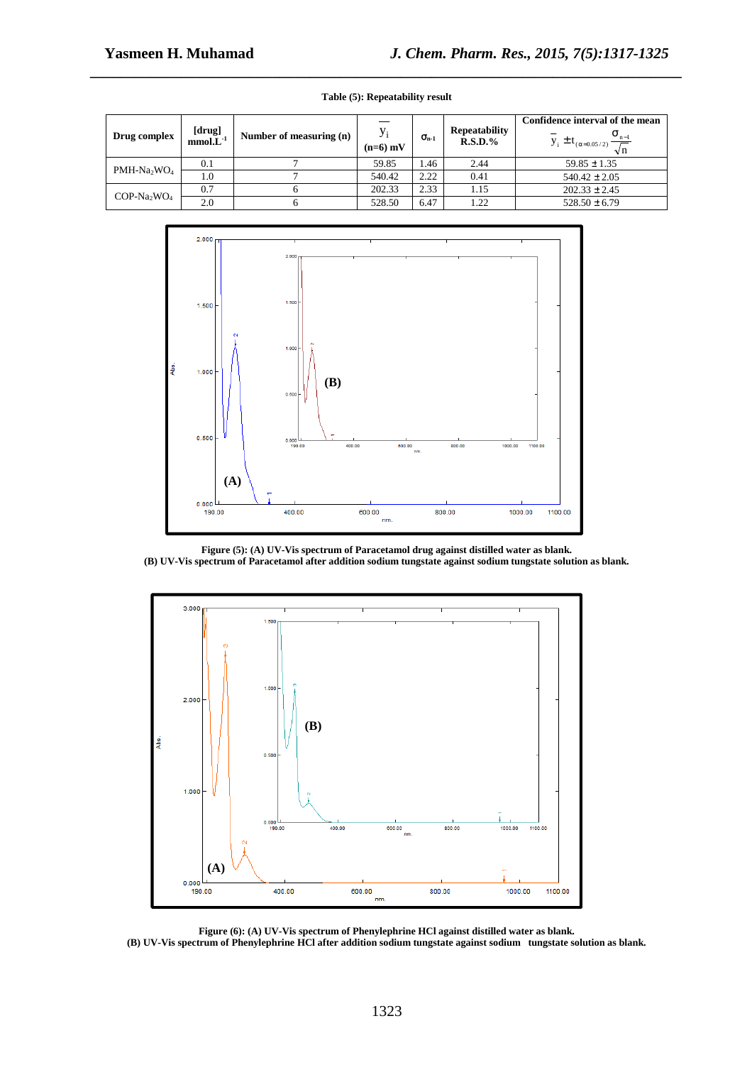**Table (5): Repeatability result**

| Drug complex | [drug] $mmol.L^{-1}$ | Number of measuring (n) | $\bar{y}_i$ (n=6) mV | $\sigma_{n-1}$ | Repeatability R.S.D.% | Confidence interval of the mean $\bar{y}_i \pm t_{(\alpha=0.05/2)} \frac{\sigma_{n-1}}{\sqrt{n}}$ |
|---|---|---|---|---|---|---|
| PMH-$Na_2WO_4$ | 0.1 | 7 | 59.85 | 1.46 | 2.44 | 59.85 ± 1.35 |
| | 1.0 | 7 | 540.42 | 2.22 | 0.41 | 540.42 ± 2.05 |
| COP-$Na_2WO_4$ | 0.7 | 6 | 202.33 | 2.33 | 1.15 | 202.33 ± 2.45 |
| | 2.0 | 6 | 528.50 | 6.47 | 1.22 | 528.50 ± 6.79 |

**Figure (5): (A) UV-Vis spectrum of Paracetamol drug against distilled water as blank.**
**(B) UV-Vis spectrum of Paracetamol after addition sodium tungstate against sodium tungstate solution as blank.**

**Figure (6): (A) UV-Vis spectrum of Phenylephrine HCl against distilled water as blank.**
**(B) UV-Vis spectrum of Phenylephrine HCl after addition sodium tungstate against sodium tungstate solution as blank.**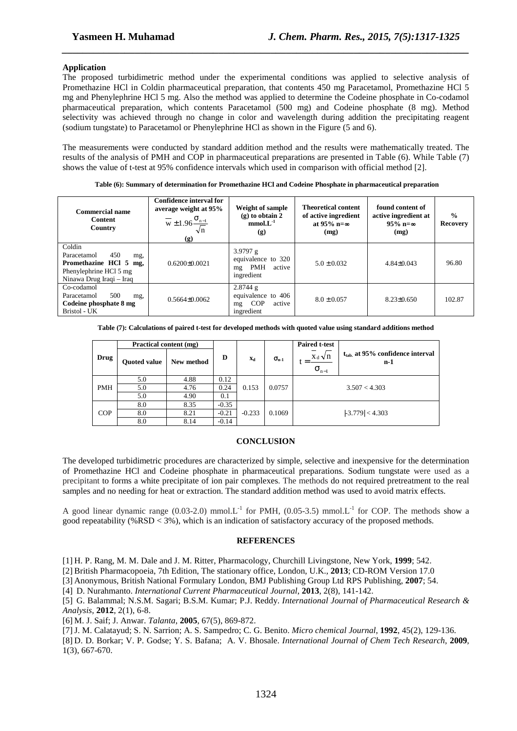### Application

The proposed turbidimetric method under the experimental conditions was applied to selective analysis of Promethazine HCl in Coldin pharmaceutical preparation, that contents 450 mg Paracetamol, Promethazine HCl 5 mg and Phenylephrine HCl 5 mg. Also the method was applied to determine the Codeine phosphate in Co-codamol pharmaceutical preparation, which contents Paracetamol (500 mg) and Codeine phosphate (8 mg). Method selectivity was achieved through no change in color and wavelength during addition the precipitating reagent (sodium tungstate) to Paracetamol or Phenylephrine HCl as shown in the Figure (5 and 6).

The measurements were conducted by standard addition method and the results were mathematically treated. The results of the analysis of PMH and COP in pharmaceutical preparations are presented in Table (6). While Table (7) shows the value of t-test at 95% confidence intervals which used in comparison with official method [2].

**Table (6): Summary of determination for Promethazine HCl and Codeine Phosphate in pharmaceutical preparation**

| Commercial name Content Country | Confidence interval for average weight at 95% $\bar{w} \pm 1.96 \frac{\sigma_{n-1}}{\sqrt{n}}$ (g) | Weight of sample (g) to obtain 2 $mmol.L^{-1}$ (g) | Theoretical content of active ingredient at 95% n=∞ (mg) | found content of active ingredient at 95% n=∞ (mg) | % Recovery |
|---|---|---|---|---|---|
| Coldin Paracetamol 450 mg, **Promethazine HCl 5 mg,** Phenylephrine HCl 5 mg Ninawa Drug Iraqi – Iraq | 0.6200±0.0021 | 3.9797 g equivalence to 320 mg PMH active ingredient | 5.0 ± 0.032 | 4.84±0.043 | 96.80 |
| Co-codamol Paracetamol 500 mg, **Codeine phosphate 8 mg** Bristol - UK | 0.5664±0.0062 | 2.8744 g equivalence to 406 mg COP active ingredient | 8.0 ± 0.057 | 8.23±0.650 | 102.87 |

**Table (7): Calculations of paired t-test for developed methods with quoted value using standard additions method**

| Drug | Practical content (mg) | | D | $x_d$ | $\sigma_{n-1}$ | Paired t-test $t = \frac{\bar{x}_d \sqrt{n}}{\sigma_{n-1}}$ | $t_{tab.}$ at 95% confidence interval n-1 |
|---|---|---|---|---|---|---|---|
| | Quoted value | New method | | | | | |
| PMH | 5.0 | 4.88 | 0.12 | 0.153 | 0.0757 | 3.507 < 4.303 | |
| | 5.0 | 4.76 | 0.24 | | | | |
| | 5.0 | 4.90 | 0.1 | | | | |
| COP | 8.0 | 8.35 | -0.35 | -0.233 | 0.1069 | \|-3.779\| < 4.303 | |
| | 8.0 | 8.21 | -0.21 | | | | |
| | 8.0 | 8.14 | -0.14 | | | | |

## CONCLUSION

The developed turbidimetric procedures are characterized by simple, selective and inexpensive for the determination of Promethazine HCl and Codeine phosphate in pharmaceutical preparations. Sodium tungstate were used as a precipitant to forms a white precipitate of ion pair complexes. The methods do not required pretreatment to the real samples and no needing for heat or extraction. The standard addition method was used to avoid matrix effects.

A good linear dynamic range (0.03-2.0) $mmol.L^{-1}$ for PMH, (0.05-3.5) $mmol.L^{-1}$ for COP. The methods show a good repeatability (%RSD < 3%), which is an indication of satisfactory accuracy of the proposed methods.

## REFERENCES

[1] H. P. Rang, M. M. Dale and J. M. Ritter, Pharmacology, Churchill Livingstone, New York, **1999**; 542.

[2] British Pharmacopoeia, 7th Edition, The stationary office, London, U.K., **2013**; CD-ROM Version 17.0

[3] Anonymous, British National Formulary London, BMJ Publishing Group Ltd RPS Publishing, **2007**; 54.

[4] D. Nurahmanto. *International Current Pharmaceutical Journal*, **2013**, 2(8), 141-142.

[5] G. Balammal; N.S.M. Sagari; B.S.M. Kumar; P.J. Reddy. *International Journal of Pharmaceutical Research & Analysis*, **2012**, 2(1), 6-8.

[6] M. J. Saif; J. Anwar. *Talanta*, **2005**, 67(5), 869-872.

[7] J. M. Calatayud; S. N. Sarrion; A. S. Sampedro; C. G. Benito. *Micro chemical Journal*, **1992**, 45(2), 129-136.

[8] D. D. Borkar; V. P. Godse; Y. S. Bafana; A. V. Bhosale. *International Journal of Chem Tech Research*, **2009**, 1(3), 667-670.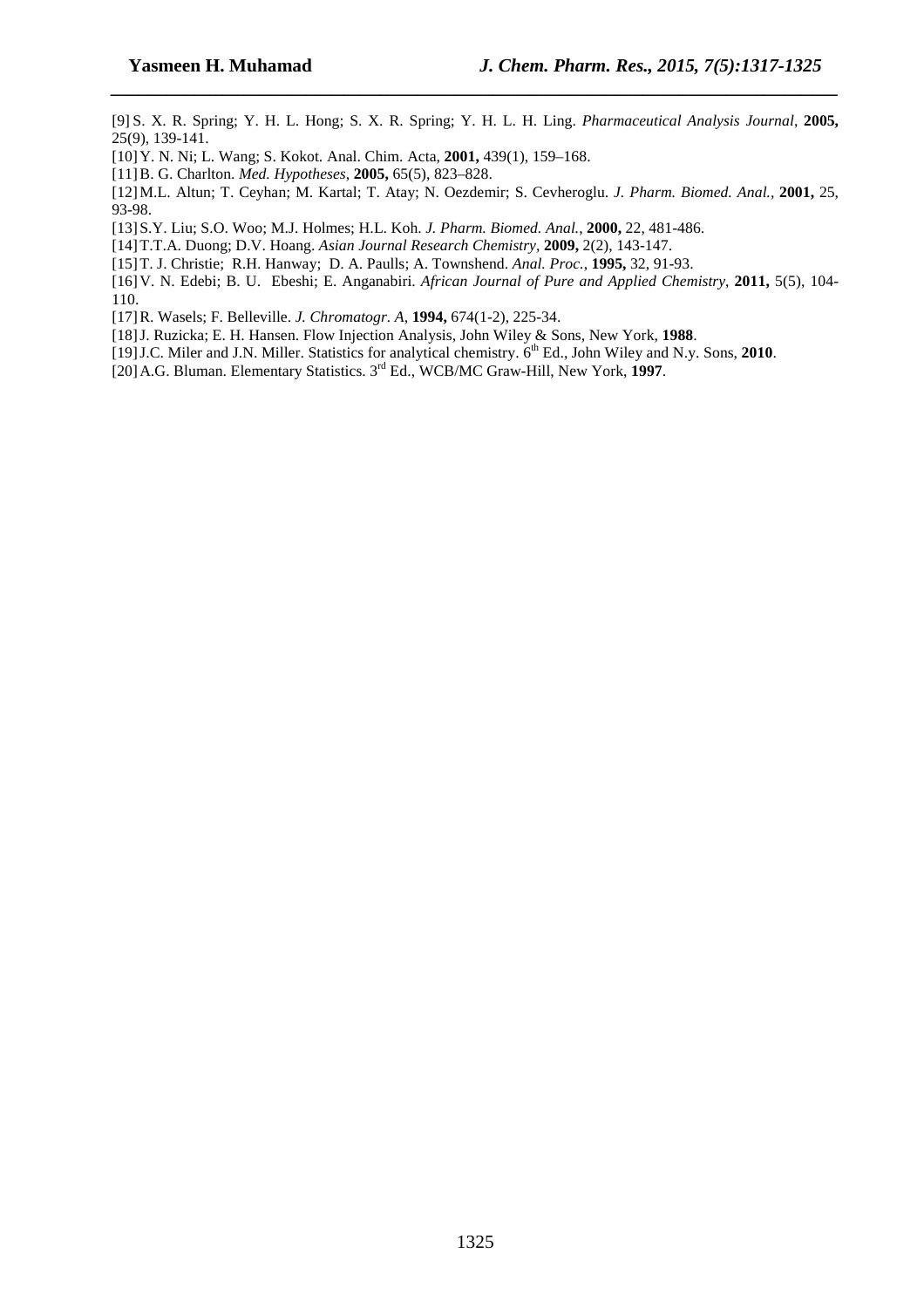[9] S. X. R. Spring; Y. H. L. Hong; S. X. R. Spring; Y. H. L. H. Ling. *Pharmaceutical Analysis Journal*, **2005,** 25(9), 139-141.

[10] Y. N. Ni; L. Wang; S. Kokot. Anal. Chim. Acta, **2001,** 439(1), 159–168.

[11] B. G. Charlton. *Med. Hypotheses*, **2005,** 65(5), 823–828.

[12] M.L. Altun; T. Ceyhan; M. Kartal; T. Atay; N. Oezdemir; S. Cevheroglu. *J. Pharm. Biomed. Anal.,* **2001,** 25, 93-98.

[13] S.Y. Liu; S.O. Woo; M.J. Holmes; H.L. Koh. *J. Pharm. Biomed. Anal.*, **2000,** 22, 481-486.

[14] T.T.A. Duong; D.V. Hoang. *Asian Journal Research Chemistry*, **2009,** 2(2), 143-147.

[15] T. J. Christie; R.H. Hanway; D. A. Paulls; A. Townshend. *Anal. Proc.,* **1995,** 32, 91-93.

[16] V. N. Edebi; B. U. Ebeshi; E. Anganabiri. *African Journal of Pure and Applied Chemistry*, **2011,** 5(5), 104-110.

[17] R. Wasels; F. Belleville. *J. Chromatogr. A*, **1994,** 674(1-2), 225-34.

[18] J. Ruzicka; E. H. Hansen. Flow Injection Analysis, John Wiley & Sons, New York, **1988**.

[19] J.C. Miler and J.N. Miller. Statistics for analytical chemistry. 6th Ed., John Wiley and N.y. Sons, **2010**.

[20] A.G. Bluman. Elementary Statistics. 3rd Ed., WCB/MC Graw-Hill, New York, **1997**.